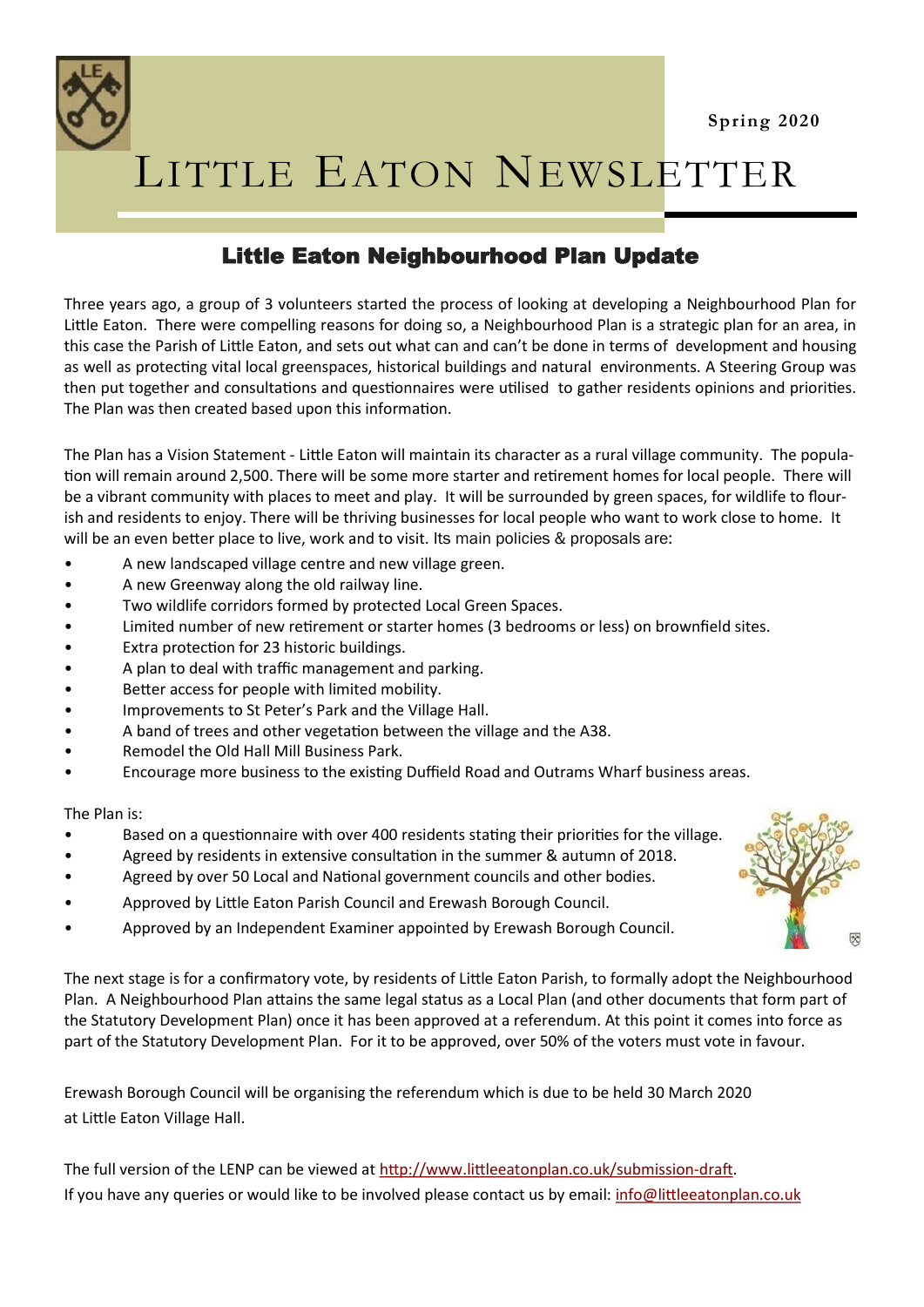Spring 2020

# Little Eaton Newsletter

## Little Eaton Neighbourhood Plan Update

Three years ago, a group of 3 volunteers started the process of looking at developing a Neighbourhood Plan for Little Eaton. There were compelling reasons for doing so, a Neighbourhood Plan is a strategic plan for an area, in this case the Parish of Little Eaton, and sets out what can and can't be done in terms of development and housing as well as protecting vital local greenspaces, historical buildings and natural environments. A Steering Group was then put together and consultations and questionnaires were utilised to gather residents opinions and priorities. The Plan was then created based upon this information.

The Plan has a Vision Statement - Little Eaton will maintain its character as a rural village community. The population will remain around 2,500. There will be some more starter and retirement homes for local people. There will be a vibrant community with places to meet and play. It will be surrounded by green spaces, for wildlife to flourish and residents to enjoy. There will be thriving businesses for local people who want to work close to home. It will be an even better place to live, work and to visit. Its main policies & proposals are:

- A new landscaped village centre and new village green.
- A new Greenway along the old railway line.
- Two wildlife corridors formed by protected Local Green Spaces.
- Limited number of new retirement or starter homes (3 bedrooms or less) on brownfield sites.
- Extra protection for 23 historic buildings.
- A plan to deal with traffic management and parking.
- Better access for people with limited mobility.
- Improvements to St Peter's Park and the Village Hall.
- A band of trees and other vegetation between the village and the A38.
- Remodel the Old Hall Mill Business Park.
- Encourage more business to the existing Duffield Road and Outrams Wharf business areas.

The Plan is:

- Based on a questionnaire with over 400 residents stating their priorities for the village.
- Agreed by residents in extensive consultation in the summer & autumn of 2018.
- Agreed by over 50 Local and National government councils and other bodies.
- Approved by Little Eaton Parish Council and Erewash Borough Council.
- Approved by an Independent Examiner appointed by Erewash Borough Council.

The next stage is for a confirmatory vote, by residents of Little Eaton Parish, to formally adopt the Neighbourhood Plan. A Neighbourhood Plan attains the same legal status as a Local Plan (and other documents that form part of the Statutory Development Plan) once it has been approved at a referendum. At this point it comes into force as part of the Statutory Development Plan. For it to be approved, over 50% of the voters must vote in favour.

Erewash Borough Council will be organising the referendum which is due to be held 30 March 2020 at Little Eaton Village Hall.

The full version of the LENP can be viewed at http://www.littleeatonplan.co.uk/submission-draft.
If you have any queries or would like to be involved please contact us by email: info@littleeatonplan.co.uk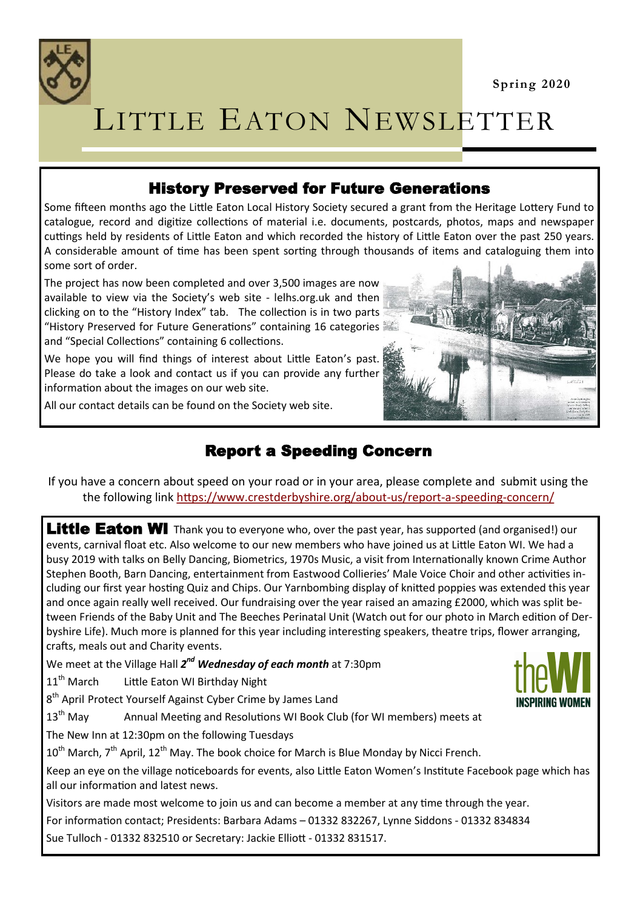Spring 2020

# LITTLE EATON NEWSLETTER

## History Preserved for Future Generations

Some fifteen months ago the Little Eaton Local History Society secured a grant from the Heritage Lottery Fund to catalogue, record and digitize collections of material i.e. documents, postcards, photos, maps and newspaper cuttings held by residents of Little Eaton and which recorded the history of Little Eaton over the past 250 years. A considerable amount of time has been spent sorting through thousands of items and cataloguing them into some sort of order.

The project has now been completed and over 3,500 images are now available to view via the Society's web site - lelhs.org.uk and then clicking on to the "History Index" tab. The collection is in two parts "History Preserved for Future Generations" containing 16 categories and "Special Collections" containing 6 collections.

We hope you will find things of interest about Little Eaton's past. Please do take a look and contact us if you can provide any further information about the images on our web site.

All our contact details can be found on the Society web site.

## Report a Speeding Concern

If you have a concern about speed on your road or in your area, please complete and submit using the the following link https://www.crestderbyshire.org/about-us/report-a-speeding-concern/

**Little Eaton WI** Thank you to everyone who, over the past year, has supported (and organised!) our events, carnival float etc. Also welcome to our new members who have joined us at Little Eaton WI. We had a busy 2019 with talks on Belly Dancing, Biometrics, 1970s Music, a visit from Internationally known Crime Author Stephen Booth, Barn Dancing, entertainment from Eastwood Collieries' Male Voice Choir and other activities including our first year hosting Quiz and Chips. Our Yarnbombing display of knitted poppies was extended this year and once again really well received. Our fundraising over the year raised an amazing £2000, which was split between Friends of the Baby Unit and The Beeches Perinatal Unit (Watch out for our photo in March edition of Derbyshire Life). Much more is planned for this year including interesting speakers, theatre trips, flower arranging, crafts, meals out and Charity events.

We meet at the Village Hall ***2nd Wednesday of each month*** at 7:30pm

11th March Little Eaton WI Birthday Night

8th April Protect Yourself Against Cyber Crime by James Land

13th May Annual Meeting and Resolutions WI Book Club (for WI members) meets at The New Inn at 12:30pm on the following Tuesdays

10th March, 7th April, 12th May. The book choice for March is Blue Monday by Nicci French.

Keep an eye on the village noticeboards for events, also Little Eaton Women's Institute Facebook page which has all our information and latest news.

Visitors are made most welcome to join us and can become a member at any time through the year.

For information contact; Presidents: Barbara Adams – 01332 832267, Lynne Siddons - 01332 834834

Sue Tulloch - 01332 832510 or Secretary: Jackie Elliott - 01332 831517.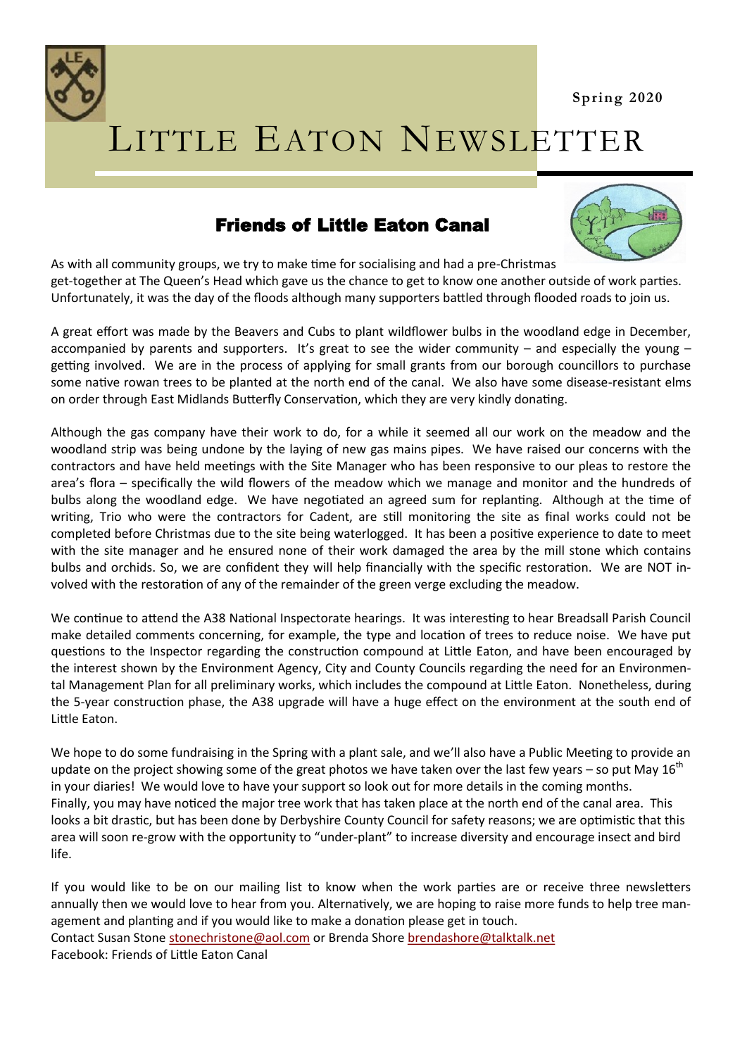# LITTLE EATON NEWSLETTER

Spring 2020

## Friends of Little Eaton Canal

As with all community groups, we try to make time for socialising and had a pre-Christmas get-together at The Queen's Head which gave us the chance to get to know one another outside of work parties. Unfortunately, it was the day of the floods although many supporters battled through flooded roads to join us.

A great effort was made by the Beavers and Cubs to plant wildflower bulbs in the woodland edge in December, accompanied by parents and supporters. It's great to see the wider community – and especially the young – getting involved. We are in the process of applying for small grants from our borough councillors to purchase some native rowan trees to be planted at the north end of the canal. We also have some disease-resistant elms on order through East Midlands Butterfly Conservation, which they are very kindly donating.

Although the gas company have their work to do, for a while it seemed all our work on the meadow and the woodland strip was being undone by the laying of new gas mains pipes. We have raised our concerns with the contractors and have held meetings with the Site Manager who has been responsive to our pleas to restore the area's flora – specifically the wild flowers of the meadow which we manage and monitor and the hundreds of bulbs along the woodland edge. We have negotiated an agreed sum for replanting. Although at the time of writing, Trio who were the contractors for Cadent, are still monitoring the site as final works could not be completed before Christmas due to the site being waterlogged. It has been a positive experience to date to meet with the site manager and he ensured none of their work damaged the area by the mill stone which contains bulbs and orchids. So, we are confident they will help financially with the specific restoration. We are NOT involved with the restoration of any of the remainder of the green verge excluding the meadow.

We continue to attend the A38 National Inspectorate hearings. It was interesting to hear Breadsall Parish Council make detailed comments concerning, for example, the type and location of trees to reduce noise. We have put questions to the Inspector regarding the construction compound at Little Eaton, and have been encouraged by the interest shown by the Environment Agency, City and County Councils regarding the need for an Environmental Management Plan for all preliminary works, which includes the compound at Little Eaton. Nonetheless, during the 5-year construction phase, the A38 upgrade will have a huge effect on the environment at the south end of Little Eaton.

We hope to do some fundraising in the Spring with a plant sale, and we'll also have a Public Meeting to provide an update on the project showing some of the great photos we have taken over the last few years – so put May 16th in your diaries! We would love to have your support so look out for more details in the coming months.
Finally, you may have noticed the major tree work that has taken place at the north end of the canal area. This looks a bit drastic, but has been done by Derbyshire County Council for safety reasons; we are optimistic that this area will soon re-grow with the opportunity to "under-plant" to increase diversity and encourage insect and bird life.

If you would like to be on our mailing list to know when the work parties are or receive three newsletters annually then we would love to hear from you. Alternatively, we are hoping to raise more funds to help tree management and planting and if you would like to make a donation please get in touch.
Contact Susan Stone stonechristone@aol.com or Brenda Shore brendashore@talktalk.net
Facebook: Friends of Little Eaton Canal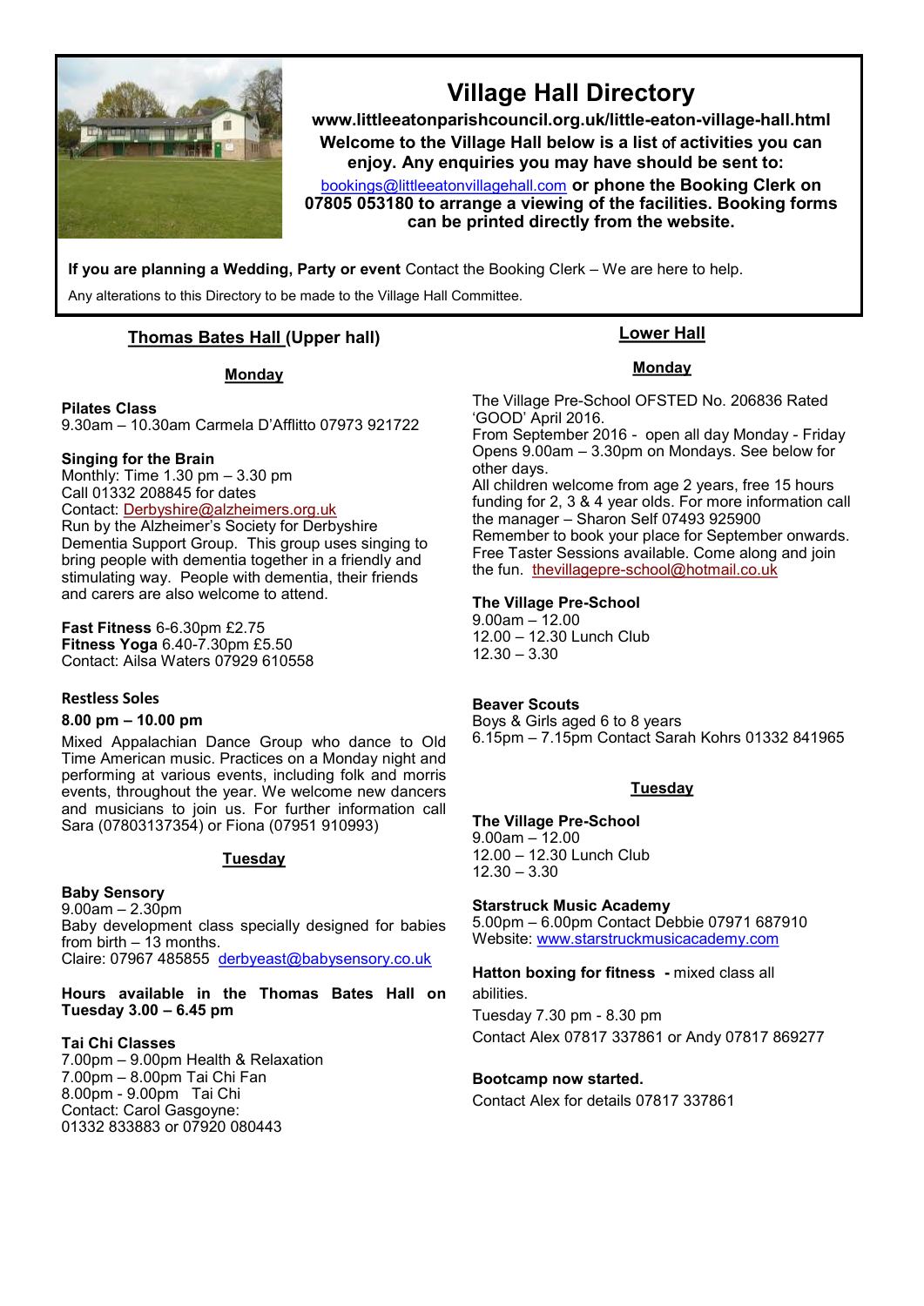# Village Hall Directory

**www.littleeatonparishcouncil.org.uk/little-eaton-village-hall.html**

**Welcome to the Village Hall below is a list of activities you can enjoy. Any enquiries you may have should be sent to:**

bookings@littleeatonvillagehall.com **or phone the Booking Clerk on 07805 053180 to arrange a viewing of the facilities. Booking forms can be printed directly from the website.**

**If you are planning a Wedding, Party or event** Contact the Booking Clerk – We are here to help.

Any alterations to this Directory to be made to the Village Hall Committee.

## Thomas Bates Hall (Upper hall)

### Monday

**Pilates Class**
9.30am – 10.30am Carmela D'Afflitto 07973 921722

**Singing for the Brain**
Monthly: Time 1.30 pm – 3.30 pm
Call 01332 208845 for dates
Contact: Derbyshire@alzheimers.org.uk
Run by the Alzheimer's Society for Derbyshire Dementia Support Group. This group uses singing to bring people with dementia together in a friendly and stimulating way. People with dementia, their friends and carers are also welcome to attend.

**Fast Fitness** 6-6.30pm £2.75
**Fitness Yoga** 6.40-7.30pm £5.50
Contact: Ailsa Waters 07929 610558

**Restless Soles**

**8.00 pm – 10.00 pm**

Mixed Appalachian Dance Group who dance to Old Time American music. Practices on a Monday night and performing at various events, including folk and morris events, throughout the year. We welcome new dancers and musicians to join us. For further information call Sara (07803137354) or Fiona (07951 910993)

### Tuesday

**Baby Sensory**
9.00am – 2.30pm
Baby development class specially designed for babies from birth – 13 months.
Claire: 07967 485855 derbyeast@babysensory.co.uk

**Hours available in the Thomas Bates Hall on Tuesday 3.00 – 6.45 pm**

**Tai Chi Classes**
7.00pm – 9.00pm Health & Relaxation
7.00pm – 8.00pm Tai Chi Fan
8.00pm - 9.00pm Tai Chi
Contact: Carol Gasgoyne:
01332 833883 or 07920 080443

## Lower Hall

### Monday

The Village Pre-School OFSTED No. 206836 Rated 'GOOD' April 2016.
From September 2016 - open all day Monday - Friday
Opens 9.00am – 3.30pm on Mondays. See below for other days.
All children welcome from age 2 years, free 15 hours funding for 2, 3 & 4 year olds. For more information call the manager – Sharon Self 07493 925900
Remember to book your place for September onwards. Free Taster Sessions available. Come along and join the fun. thevillagepre-school@hotmail.co.uk

**The Village Pre-School**
9.00am – 12.00
12.00 – 12.30 Lunch Club
12.30 – 3.30

**Beaver Scouts**
Boys & Girls aged 6 to 8 years
6.15pm – 7.15pm Contact Sarah Kohrs 01332 841965

### Tuesday

**The Village Pre-School**
9.00am – 12.00
12.00 – 12.30 Lunch Club
12.30 – 3.30

**Starstruck Music Academy**
5.00pm – 6.00pm Contact Debbie 07971 687910
Website: www.starstruckmusicacademy.com

**Hatton boxing for fitness** - mixed class all abilities.
Tuesday 7.30 pm - 8.30 pm
Contact Alex 07817 337861 or Andy 07817 869277

**Bootcamp now started.**
Contact Alex for details 07817 337861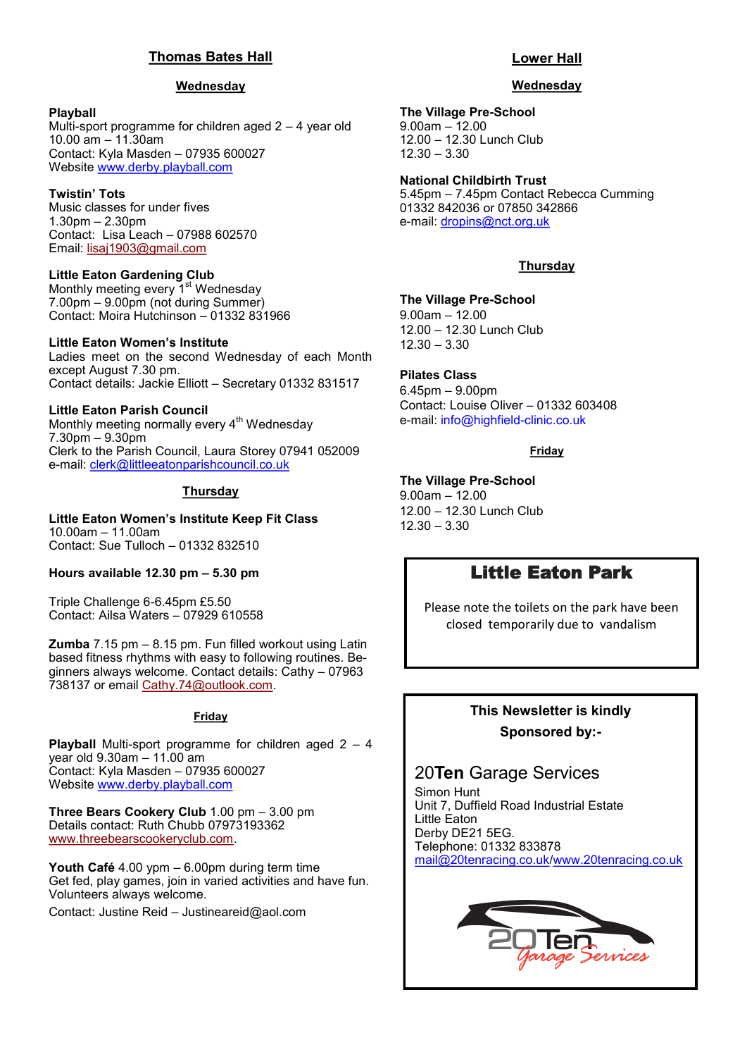## Thomas Bates Hall

### Wednesday

**Playball**
Multi-sport programme for children aged 2 – 4 year old
10.00 am – 11.30am
Contact: Kyla Masden – 07935 600027
Website www.derby.playball.com

**Twistin' Tots**
Music classes for under fives
1.30pm – 2.30pm
Contact: Lisa Leach – 07988 602570
Email: lisaj1903@gmail.com

**Little Eaton Gardening Club**
Monthly meeting every 1st Wednesday
7.00pm – 9.00pm (not during Summer)
Contact: Moira Hutchinson – 01332 831966

**Little Eaton Women's Institute**
Ladies meet on the second Wednesday of each Month except August 7.30 pm.
Contact details: Jackie Elliott – Secretary 01332 831517

**Little Eaton Parish Council**
Monthly meeting normally every 4th Wednesday
7.30pm – 9.30pm
Clerk to the Parish Council, Laura Storey 07941 052009
e-mail: clerk@littleeatonparishcouncil.co.uk

### Thursday

**Little Eaton Women's Institute Keep Fit Class**
10.00am – 11.00am
Contact: Sue Tulloch – 01332 832510

**Hours available 12.30 pm – 5.30 pm**

Triple Challenge 6-6.45pm £5.50
Contact: Ailsa Waters – 07929 610558

**Zumba** 7.15 pm – 8.15 pm. Fun filled workout using Latin based fitness rhythms with easy to following routines. Beginners always welcome. Contact details: Cathy – 07963 738137 or email Cathy.74@outlook.com.

### Friday

**Playball** Multi-sport programme for children aged 2 – 4 year old 9.30am – 11.00 am
Contact: Kyla Masden – 07935 600027
Website www.derby.playball.com

**Three Bears Cookery Club** 1.00 pm – 3.00 pm
Details contact: Ruth Chubb 07973193362
www.threebearscookeryclub.com.

**Youth Café** 4.00 ypm – 6.00pm during term time
Get fed, play games, join in varied activities and have fun. Volunteers always welcome.
Contact: Justine Reid – Justineareid@aol.com

## Lower Hall

### Wednesday

**The Village Pre-School**
9.00am – 12.00
12.00 – 12.30 Lunch Club
12.30 – 3.30

**National Childbirth Trust**
5.45pm – 7.45pm Contact Rebecca Cumming
01332 842036 or 07850 342866
e-mail: dropins@nct.org.uk

### Thursday

**The Village Pre-School**
9.00am – 12.00
12.00 – 12.30 Lunch Club
12.30 – 3.30

**Pilates Class**
6.45pm – 9.00pm
Contact: Louise Oliver – 01332 603408
e-mail: info@highfield-clinic.co.uk

### Friday

**The Village Pre-School**
9.00am – 12.00
12.00 – 12.30 Lunch Club
12.30 – 3.30

## Little Eaton Park

Please note the toilets on the park have been closed temporarily due to vandalism

**This Newsletter is kindly Sponsored by:-**

20**Ten** Garage Services
Simon Hunt
Unit 7, Duffield Road Industrial Estate
Little Eaton
Derby DE21 5EG.
Telephone: 01332 833878
mail@20tenracing.co.uk/www.20tenracing.co.uk

20Ten Garage Services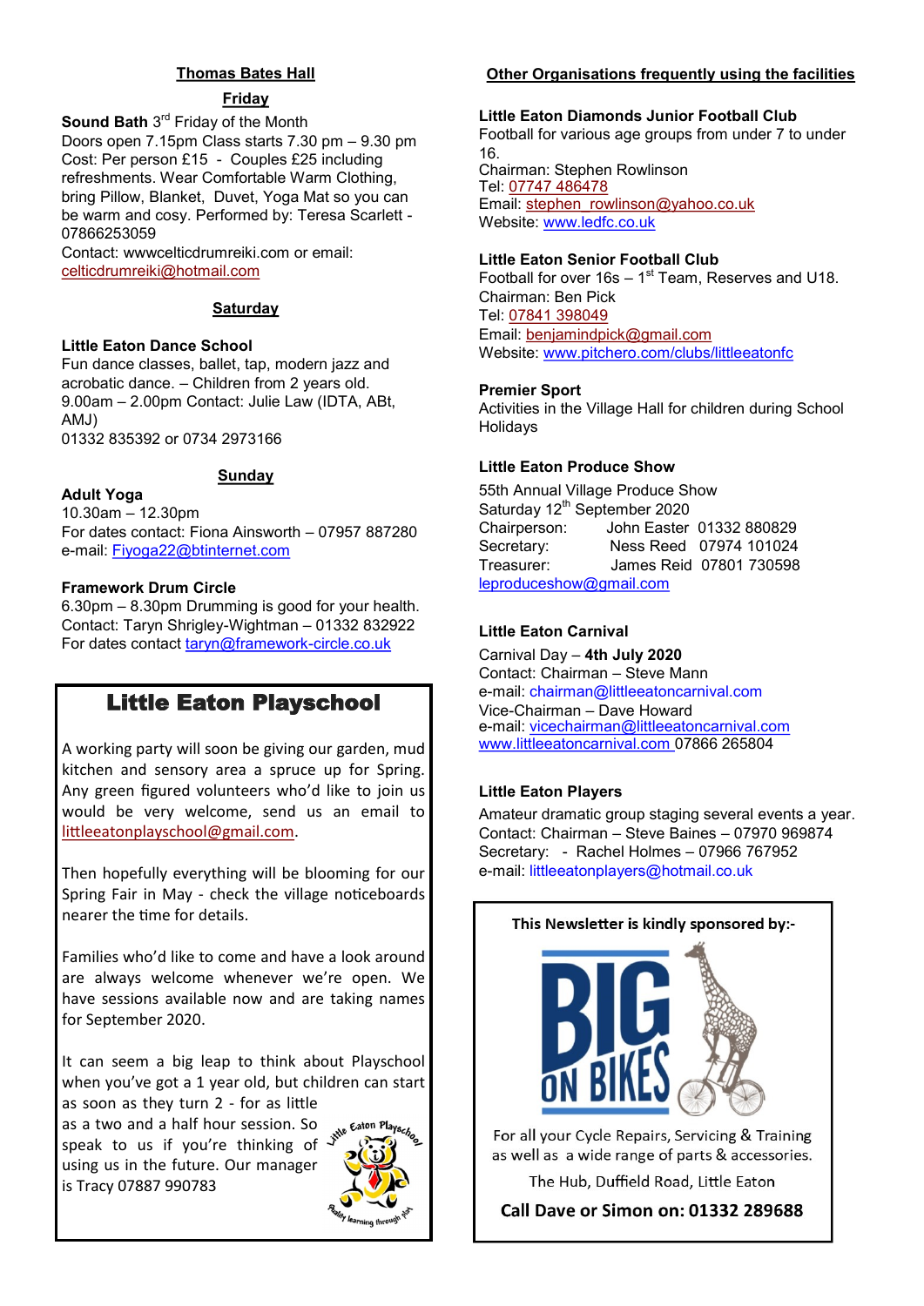## Thomas Bates Hall

### Friday

**Sound Bath** 3rd Friday of the Month
Doors open 7.15pm Class starts 7.30 pm – 9.30 pm
Cost: Per person £15 - Couples £25 including refreshments. Wear Comfortable Warm Clothing, bring Pillow, Blanket, Duvet, Yoga Mat so you can be warm and cosy. Performed by: Teresa Scarlett - 07866253059
Contact: wwwceltic​drumreiki.com or email: celticdrumreiki@hotmail.com

### Saturday

**Little Eaton Dance School**
Fun dance classes, ballet, tap, modern jazz and acrobatic dance. – Children from 2 years old.
9.00am – 2.00pm Contact: Julie Law (IDTA, ABt, AMJ)
01332 835392 or 0734 2973166

### Sunday

**Adult Yoga**
10.30am – 12.30pm
For dates contact: Fiona Ainsworth – 07957 887280
e-mail: Fiyoga22@btinternet.com

**Framework Drum Circle**
6.30pm – 8.30pm Drumming is good for your health.
Contact: Taryn Shrigley-Wightman – 01332 832922
For dates contact taryn@framework-circle.co.uk

## Little Eaton Playschool

A working party will soon be giving our garden, mud kitchen and sensory area a spruce up for Spring. Any green figured volunteers who'd like to join us would be very welcome, send us an email to littleeatonplayschool@gmail.com.

Then hopefully everything will be blooming for our Spring Fair in May - check the village noticeboards nearer the time for details.

Families who'd like to come and have a look around are always welcome whenever we're open. We have sessions available now and are taking names for September 2020.

It can seem a big leap to think about Playschool when you've got a 1 year old, but children can start as soon as they turn 2 - for as little as a two and a half hour session. So speak to us if you're thinking of using us in the future. Our manager is Tracy 07887 990783

## Other Organisations frequently using the facilities

**Little Eaton Diamonds Junior Football Club**
Football for various age groups from under 7 to under 16.
Chairman: Stephen Rowlinson
Tel: 07747 486478
Email: stephen_rowlinson@yahoo.co.uk
Website: www.ledfc.co.uk

**Little Eaton Senior Football Club**
Football for over 16s – 1st Team, Reserves and U18.
Chairman: Ben Pick
Tel: 07841 398049
Email: benjamindpick@gmail.com
Website: www.pitchero.com/clubs/littleeatonfc

**Premier Sport**
Activities in the Village Hall for children during School Holidays

**Little Eaton Produce Show**
55th Annual Village Produce Show
Saturday 12th September 2020
Chairperson: John Easter 01332 880829
Secretary: Ness Reed 07974 101024
Treasurer: James Reid 07801 730598
leproduceshow@gmail.com

**Little Eaton Carnival**
Carnival Day – **4th July 2020**
Contact: Chairman – Steve Mann
e-mail: chairman@littleeatoncarnival.com
Vice-Chairman – Dave Howard
e-mail: vicechairman@littleeatoncarnival.com
www.littleeatoncarnival.com 07866 265804

**Little Eaton Players**
Amateur dramatic group staging several events a year.
Contact: Chairman – Steve Baines – 07970 969874
Secretary: - Rachel Holmes – 07966 767952
e-mail: littleeatonplayers@hotmail.co.uk

**This Newsletter is kindly sponsored by:-**

BIG ON BIKES

For all your Cycle Repairs, Servicing & Training as well as a wide range of parts & accessories.

The Hub, Duffield Road, Little Eaton

**Call Dave or Simon on: 01332 289688**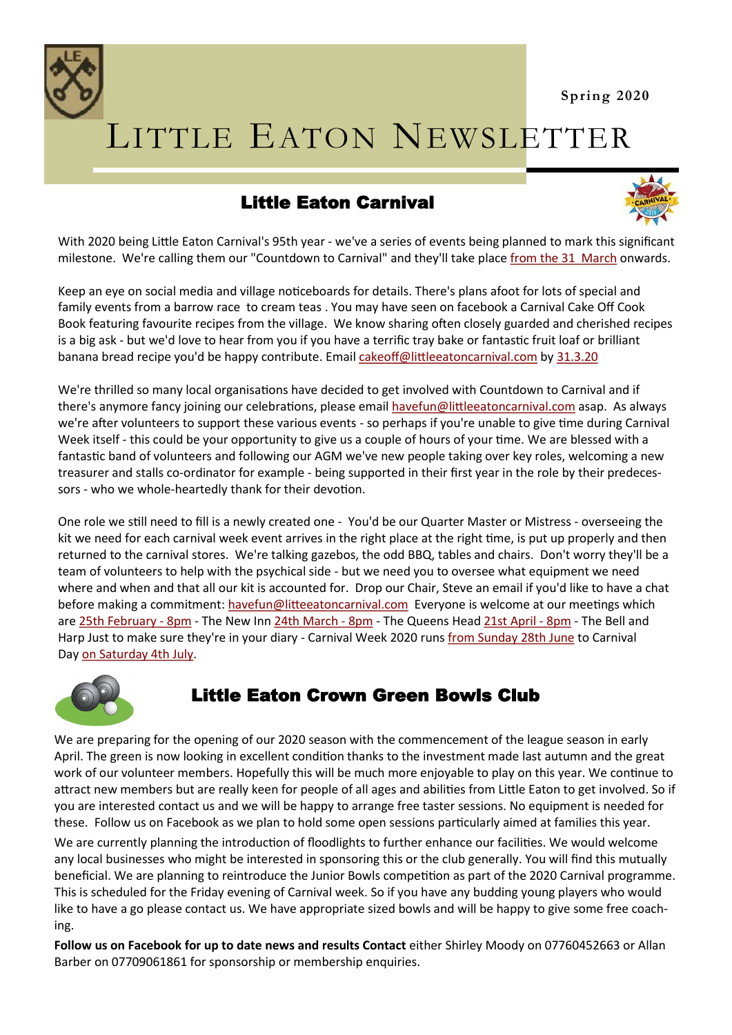Spring 2020

# Little Eaton Newsletter

## Little Eaton Carnival

With 2020 being Little Eaton Carnival's 95th year - we've a series of events being planned to mark this significant milestone. We're calling them our "Countdown to Carnival" and they'll take place from the 31 March onwards.

Keep an eye on social media and village noticeboards for details. There's plans afoot for lots of special and family events from a barrow race to cream teas . You may have seen on facebook a Carnival Cake Off Cook Book featuring favourite recipes from the village. We know sharing often closely guarded and cherished recipes is a big ask - but we'd love to hear from you if you have a terrific tray bake or fantastic fruit loaf or brilliant banana bread recipe you'd be happy contribute. Email cakeoff@littleeatoncarnival.com by 31.3.20

We're thrilled so many local organisations have decided to get involved with Countdown to Carnival and if there's anymore fancy joining our celebrations, please email havefun@littleeatoncarnival.com asap. As always we're after volunteers to support these various events - so perhaps if you're unable to give time during Carnival Week itself - this could be your opportunity to give us a couple of hours of your time. We are blessed with a fantastic band of volunteers and following our AGM we've new people taking over key roles, welcoming a new treasurer and stalls co-ordinator for example - being supported in their first year in the role by their predecessors - who we whole-heartedly thank for their devotion.

One role we still need to fill is a newly created one - You'd be our Quarter Master or Mistress - overseeing the kit we need for each carnival week event arrives in the right place at the right time, is put up properly and then returned to the carnival stores. We're talking gazebos, the odd BBQ, tables and chairs. Don't worry they'll be a team of volunteers to help with the psychical side - but we need you to oversee what equipment we need where and when and that all our kit is accounted for. Drop our Chair, Steve an email if you'd like to have a chat before making a commitment: havefun@litteeatoncarnival.com Everyone is welcome at our meetings which are 25th February - 8pm - The New Inn 24th March - 8pm - The Queens Head 21st April - 8pm - The Bell and Harp Just to make sure they're in your diary - Carnival Week 2020 runs from Sunday 28th June to Carnival Day on Saturday 4th July.

## Little Eaton Crown Green Bowls Club

We are preparing for the opening of our 2020 season with the commencement of the league season in early April. The green is now looking in excellent condition thanks to the investment made last autumn and the great work of our volunteer members. Hopefully this will be much more enjoyable to play on this year. We continue to attract new members but are really keen for people of all ages and abilities from Little Eaton to get involved. So if you are interested contact us and we will be happy to arrange free taster sessions. No equipment is needed for these. Follow us on Facebook as we plan to hold some open sessions particularly aimed at families this year.

We are currently planning the introduction of floodlights to further enhance our facilities. We would welcome any local businesses who might be interested in sponsoring this or the club generally. You will find this mutually beneficial. We are planning to reintroduce the Junior Bowls competition as part of the 2020 Carnival programme. This is scheduled for the Friday evening of Carnival week. So if you have any budding young players who would like to have a go please contact us. We have appropriate sized bowls and will be happy to give some free coaching.

**Follow us on Facebook for up to date news and results Contact** either Shirley Moody on 07760452663 or Allan Barber on 07709061861 for sponsorship or membership enquiries.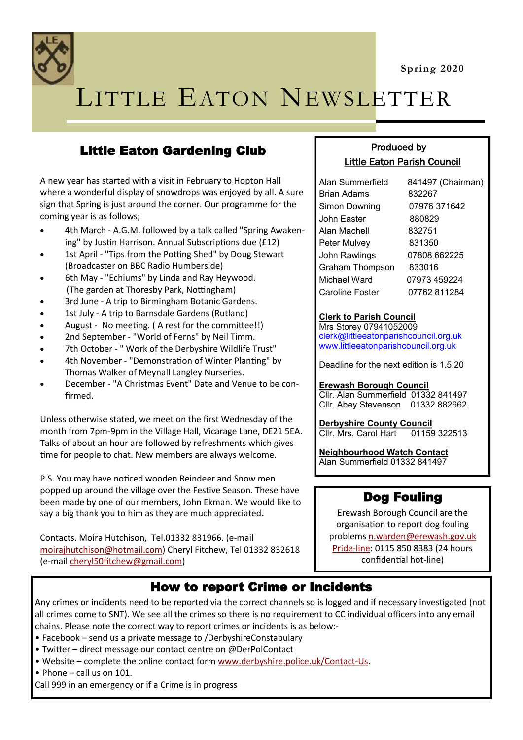Spring 2020

# Little Eaton Newsletter

## Little Eaton Gardening Club

A new year has started with a visit in February to Hopton Hall where a wonderful display of snowdrops was enjoyed by all. A sure sign that Spring is just around the corner. Our programme for the coming year is as follows;

- 4th March - A.G.M. followed by a talk called "Spring Awakening" by Justin Harrison. Annual Subscriptions due (£12)
- 1st April - "Tips from the Potting Shed" by Doug Stewart (Broadcaster on BBC Radio Humberside)
- 6th May - "Echiums" by Linda and Ray Heywood. (The garden at Thoresby Park, Nottingham)
- 3rd June - A trip to Birmingham Botanic Gardens.
- 1st July - A trip to Barnsdale Gardens (Rutland)
- August - No meeting. ( A rest for the committee!!)
- 2nd September - "World of Ferns" by Neil Timm.
- 7th October - " Work of the Derbyshire Wildlife Trust"
- 4th November - "Demonstration of Winter Planting" by Thomas Walker of Meynall Langley Nurseries.
- December - "A Christmas Event" Date and Venue to be confirmed.

Unless otherwise stated, we meet on the first Wednesday of the month from 7pm-9pm in the Village Hall, Vicarage Lane, DE21 5EA. Talks of about an hour are followed by refreshments which gives time for people to chat. New members are always welcome.

P.S. You may have noticed wooden Reindeer and Snow men popped up around the village over the Festive Season. These have been made by one of our members, John Ekman. We would like to say a big thank you to him as they are much appreciated.

Contacts. Moira Hutchison, Tel.01332 831966. (e-mail moirajhutchison@hotmail.com) Cheryl Fitchew, Tel 01332 832618 (e-mail cheryl50fitchew@gmail.com)

**Produced by**
**Little Eaton Parish Council**

| | |
|---|---|
| Alan Summerfield | 841497 (Chairman) |
| Brian Adams | 832267 |
| Simon Downing | 07976 371642 |
| John Easter | 880829 |
| Alan Machell | 832751 |
| Peter Mulvey | 831350 |
| John Rawlings | 07808 662225 |
| Graham Thompson | 833016 |
| Michael Ward | 07973 459224 |
| Caroline Foster | 07762 811284 |

**Clerk to Parish Council**
Mrs Storey 07941052009
clerk@littleeatonparishcouncil.org.uk
www.littleeatonparishcouncil.org.uk

Deadline for the next edition is 1.5.20

**Erewash Borough Council**
Cllr. Alan Summerfield 01332 841497
Cllr. Abey Stevenson 01332 882662

**Derbyshire County Council**
Cllr. Mrs. Carol Hart 01159 322513

**Neighbourhood Watch Contact**
Alan Summerfield 01332 841497

## Dog Fouling

Erewash Borough Council are the organisation to report dog fouling problems n.warden@erewash.gov.uk Pride-line: 0115 850 8383 (24 hours confidential hot-line)

## How to report Crime or Incidents

Any crimes or incidents need to be reported via the correct channels so is logged and if necessary investigated (not all crimes come to SNT). We see all the crimes so there is no requirement to CC individual officers into any email chains. Please note the correct way to report crimes or incidents is as below:-

- Facebook – send us a private message to /DerbyshireConstabulary
- Twitter – direct message our contact centre on @DerPolContact
- Website – complete the online contact form www.derbyshire.police.uk/Contact-Us.
- Phone – call us on 101.

Call 999 in an emergency or if a Crime is in progress